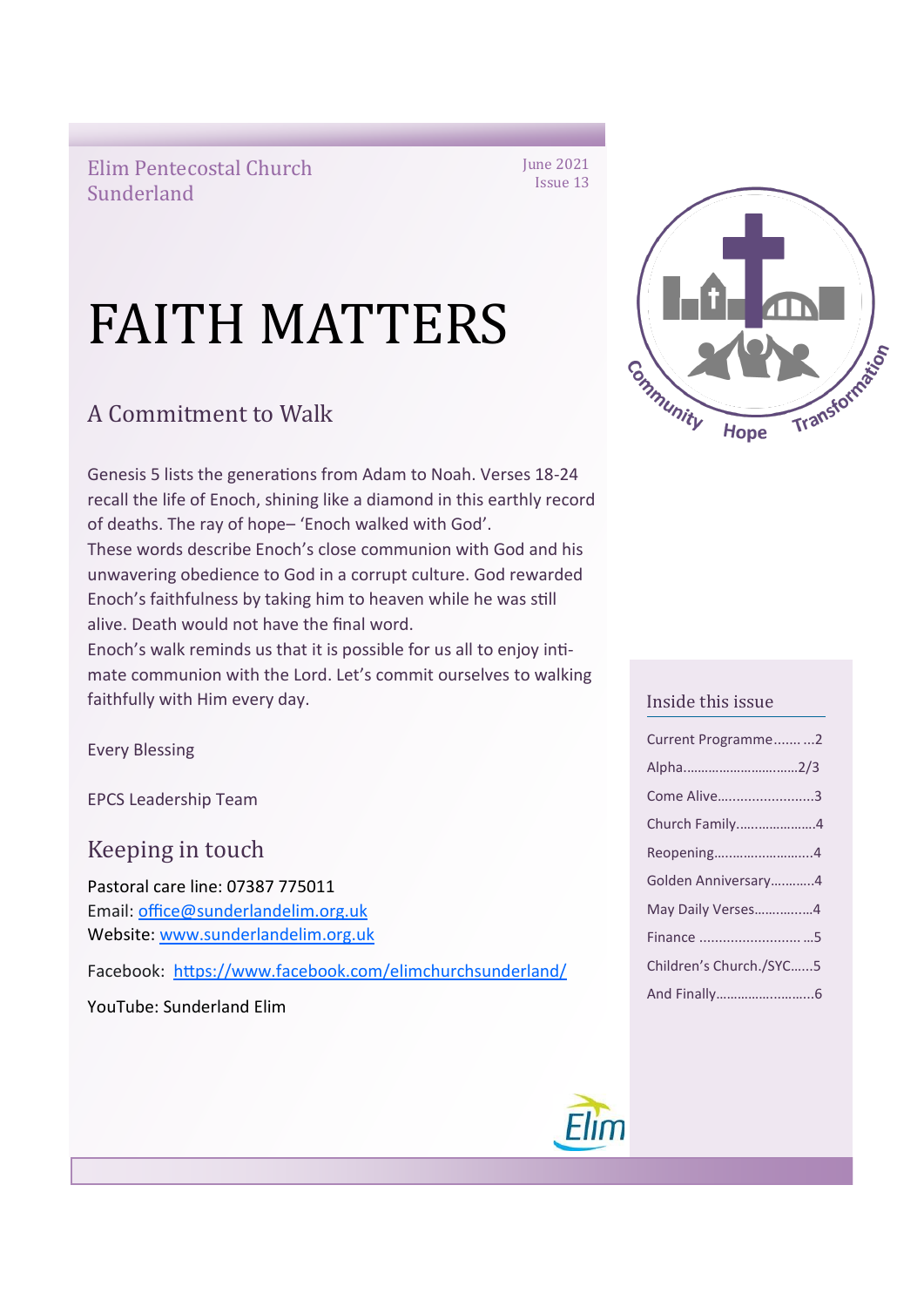Elim Pentecostal Church Sunderland

June 2021
Issue 13

# FAITH MATTERS

## A Commitment to Walk

Genesis 5 lists the generations from Adam to Noah. Verses 18-24 recall the life of Enoch, shining like a diamond in this earthly record of deaths. The ray of hope– 'Enoch walked with God'.
These words describe Enoch's close communion with God and his unwavering obedience to God in a corrupt culture. God rewarded Enoch's faithfulness by taking him to heaven while he was still alive. Death would not have the final word.
Enoch's walk reminds us that it is possible for us all to enjoy intimate communion with the Lord. Let's commit ourselves to walking faithfully with Him every day.

Every Blessing

EPCS Leadership Team

## Keeping in touch

Pastoral care line: 07387 775011
Email: office@sunderlandelim.org.uk
Website: www.sunderlandelim.org.uk

Facebook: https://www.facebook.com/elimchurchsunderland/

YouTube: Sunderland Elim

Community Hope Transformation

### Inside this issue

- Current Programme....... ...2
- Alpha..............................2/3
- Come Alive.........................3
- Church Family......................4
- Reopening...........................4
- Golden Anniversary............4
- May Daily Verses................4
- Finance .......................... ...5
- Children's Church./SYC......5
- And Finally...........................6

Elim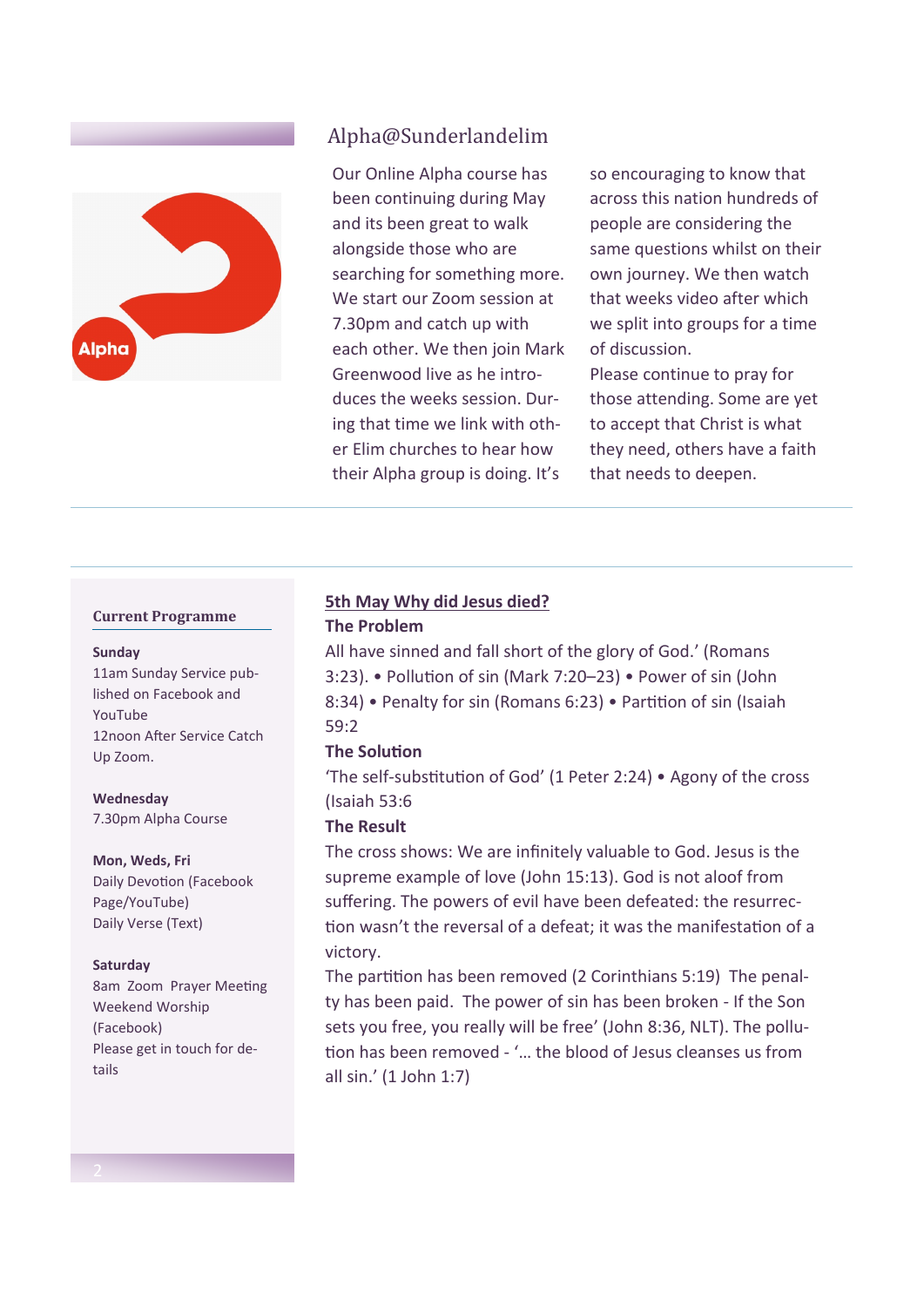## Alpha@Sunderlandelim

Our Online Alpha course has been continuing during May and its been great to walk alongside those who are searching for something more. We start our Zoom session at 7.30pm and catch up with each other. We then join Mark Greenwood live as he introduces the weeks session. During that time we link with other Elim churches to hear how their Alpha group is doing. It's so encouraging to know that across this nation hundreds of people are considering the same questions whilst on their own journey. We then watch that weeks video after which we split into groups for a time of discussion.

Please continue to pray for those attending. Some are yet to accept that Christ is what they need, others have a faith that needs to deepen.

---

### Current Programme

**Sunday**
11am Sunday Service published on Facebook and YouTube
12noon After Service Catch Up Zoom.

**Wednesday**
7.30pm Alpha Course

**Mon, Weds, Fri**
Daily Devotion (Facebook Page/YouTube)
Daily Verse (Text)

**Saturday**
8am Zoom Prayer Meeting
Weekend Worship (Facebook)
Please get in touch for details

---

### 5th May Why did Jesus died?

**The Problem**

All have sinned and fall short of the glory of God.' (Romans 3:23). • Pollution of sin (Mark 7:20–23) • Power of sin (John 8:34) • Penalty for sin (Romans 6:23) • Partition of sin (Isaiah 59:2

**The Solution**

'The self-substitution of God' (1 Peter 2:24) • Agony of the cross (Isaiah 53:6

**The Result**

The cross shows: We are infinitely valuable to God. Jesus is the supreme example of love (John 15:13). God is not aloof from suffering. The powers of evil have been defeated: the resurrection wasn't the reversal of a defeat; it was the manifestation of a victory.

The partition has been removed (2 Corinthians 5:19) The penalty has been paid. The power of sin has been broken - If the Son sets you free, you really will be free' (John 8:36, NLT). The pollution has been removed - '… the blood of Jesus cleanses us from all sin.' (1 John 1:7)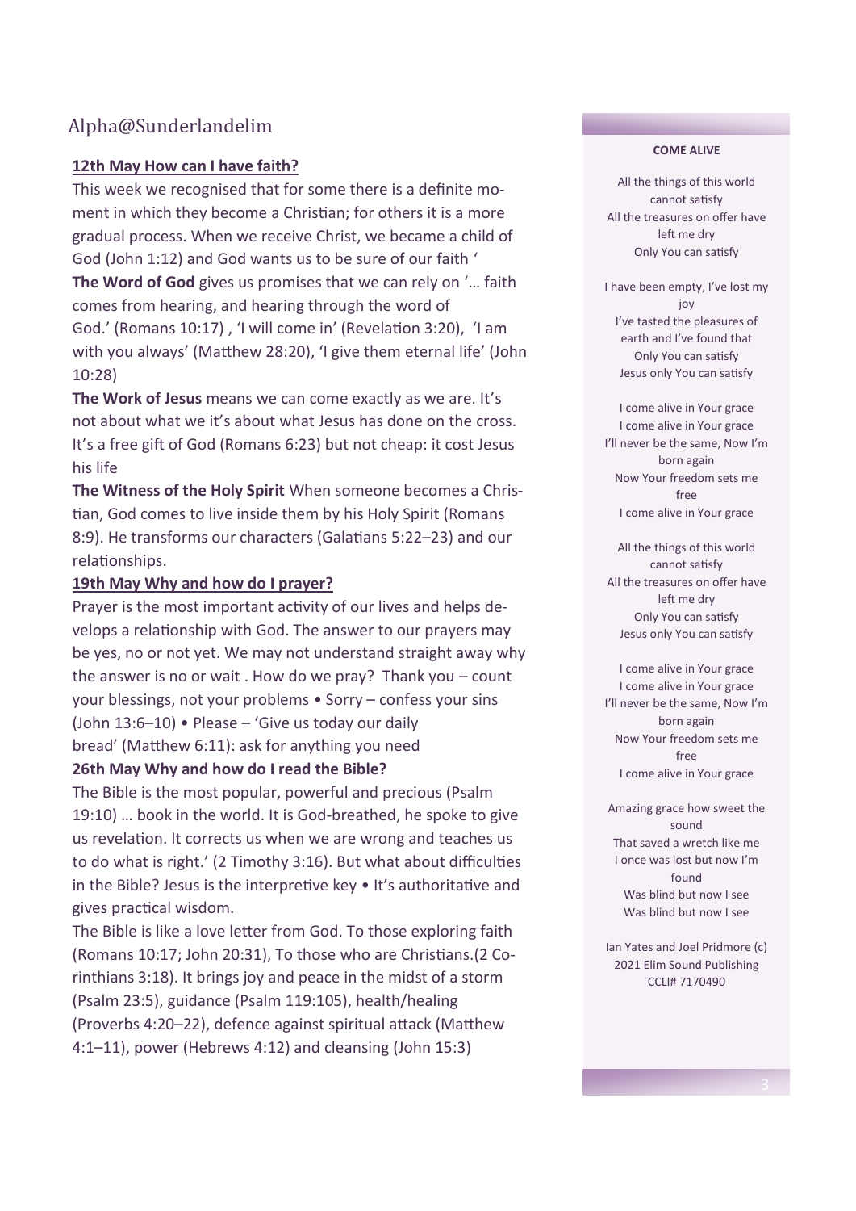# Alpha@Sunderlandelim

**12th May How can I have faith?**

This week we recognised that for some there is a definite moment in which they become a Christian; for others it is a more gradual process. When we receive Christ, we became a child of God (John 1:12) and God wants us to be sure of our faith '

**The Word of God** gives us promises that we can rely on '… faith comes from hearing, and hearing through the word of God.' (Romans 10:17) , 'I will come in' (Revelation 3:20), 'I am with you always' (Matthew 28:20), 'I give them eternal life' (John 10:28)

**The Work of Jesus** means we can come exactly as we are. It's not about what we it's about what Jesus has done on the cross. It's a free gift of God (Romans 6:23) but not cheap: it cost Jesus his life

**The Witness of the Holy Spirit** When someone becomes a Christian, God comes to live inside them by his Holy Spirit (Romans 8:9). He transforms our characters (Galatians 5:22–23) and our relationships.

**19th May Why and how do I prayer?**

Prayer is the most important activity of our lives and helps develops a relationship with God. The answer to our prayers may be yes, no or not yet. We may not understand straight away why the answer is no or wait . How do we pray? Thank you – count your blessings, not your problems • Sorry – confess your sins (John 13:6–10) • Please – 'Give us today our daily bread' (Matthew 6:11): ask for anything you need

**26th May Why and how do I read the Bible?**

The Bible is the most popular, powerful and precious (Psalm 19:10) … book in the world. It is God-breathed, he spoke to give us revelation. It corrects us when we are wrong and teaches us to do what is right.' (2 Timothy 3:16). But what about difficulties in the Bible? Jesus is the interpretive key • It's authoritative and gives practical wisdom.

The Bible is like a love letter from God. To those exploring faith (Romans 10:17; John 20:31), To those who are Christians.(2 Corinthians 3:18). It brings joy and peace in the midst of a storm (Psalm 23:5), guidance (Psalm 119:105), health/healing (Proverbs 4:20–22), defence against spiritual attack (Matthew 4:1–11), power (Hebrews 4:12) and cleansing (John 15:3)

**COME ALIVE**

All the things of this world cannot satisfy
All the treasures on offer have left me dry
Only You can satisfy

I have been empty, I've lost my joy
I've tasted the pleasures of earth and I've found that
Only You can satisfy
Jesus only You can satisfy

I come alive in Your grace
I come alive in Your grace
I'll never be the same, Now I'm born again
Now Your freedom sets me free
I come alive in Your grace

All the things of this world cannot satisfy
All the treasures on offer have left me dry
Only You can satisfy
Jesus only You can satisfy

I come alive in Your grace
I come alive in Your grace
I'll never be the same, Now I'm born again
Now Your freedom sets me free
I come alive in Your grace

Amazing grace how sweet the sound
That saved a wretch like me
I once was lost but now I'm found
Was blind but now I see
Was blind but now I see

Ian Yates and Joel Pridmore (c) 2021 Elim Sound Publishing
CCLI# 7170490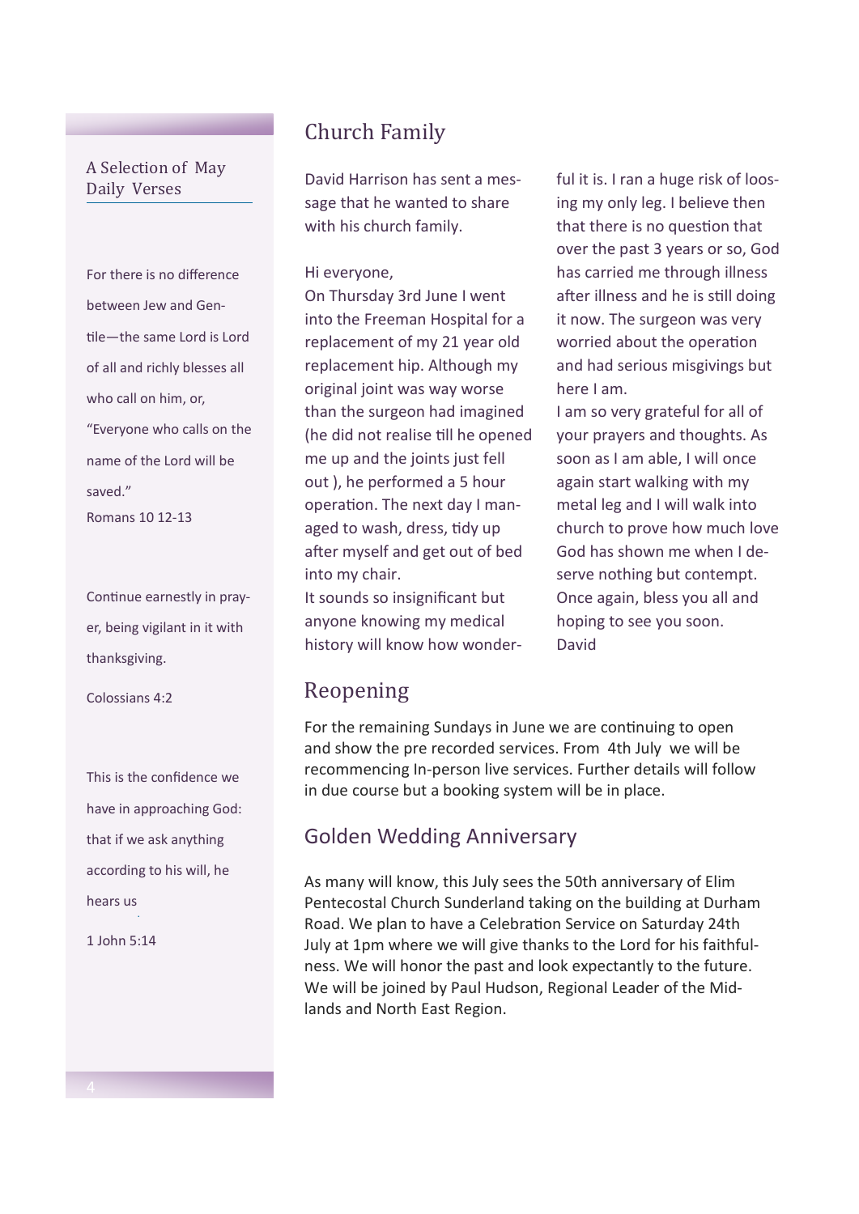## A Selection of May Daily Verses

For there is no difference between Jew and Gentile—the same Lord is Lord of all and richly blesses all who call on him, or, "Everyone who calls on the name of the Lord will be saved."
Romans 10 12-13

Continue earnestly in prayer, being vigilant in it with thanksgiving.

Colossians 4:2

This is the confidence we have in approaching God: that if we ask anything according to his will, he hears us

1 John 5:14

## Church Family

David Harrison has sent a message that he wanted to share with his church family.

Hi everyone,
On Thursday 3rd June I went into the Freeman Hospital for a replacement of my 21 year old replacement hip. Although my original joint was way worse than the surgeon had imagined (he did not realise till he opened me up and the joints just fell out ), he performed a 5 hour operation. The next day I managed to wash, dress, tidy up after myself and get out of bed into my chair.
It sounds so insignificant but anyone knowing my medical history will know how wonderful it is. I ran a huge risk of loosing my only leg. I believe then that there is no question that over the past 3 years or so, God has carried me through illness after illness and he is still doing it now. The surgeon was very worried about the operation and had serious misgivings but here I am.
I am so very grateful for all of your prayers and thoughts. As soon as I am able, I will once again start walking with my metal leg and I will walk into church to prove how much love God has shown me when I deserve nothing but contempt.
Once again, bless you all and hoping to see you soon.
David

## Reopening

For the remaining Sundays in June we are continuing to open and show the pre recorded services. From 4th July we will be recommencing In-person live services. Further details will follow in due course but a booking system will be in place.

## Golden Wedding Anniversary

As many will know, this July sees the 50th anniversary of Elim Pentecostal Church Sunderland taking on the building at Durham Road. We plan to have a Celebration Service on Saturday 24th July at 1pm where we will give thanks to the Lord for his faithfulness. We will honor the past and look expectantly to the future. We will be joined by Paul Hudson, Regional Leader of the Midlands and North East Region.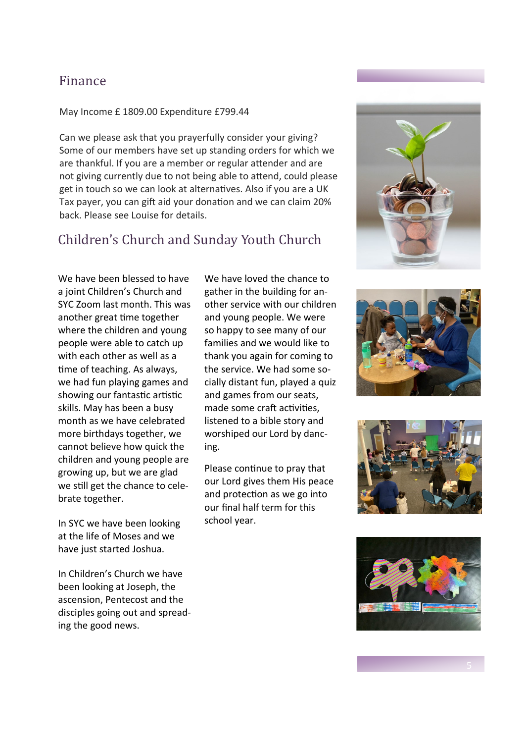## Finance

May Income £ 1809.00 Expenditure £799.44

Can we please ask that you prayerfully consider your giving? Some of our members have set up standing orders for which we are thankful. If you are a member or regular attender and are not giving currently due to not being able to attend, could please get in touch so we can look at alternatives. Also if you are a UK Tax payer, you can gift aid your donation and we can claim 20% back. Please see Louise for details.

## Children's Church and Sunday Youth Church

We have been blessed to have a joint Children's Church and SYC Zoom last month. This was another great time together where the children and young people were able to catch up with each other as well as a time of teaching. As always, we had fun playing games and showing our fantastic artistic skills. May has been a busy month as we have celebrated more birthdays together, we cannot believe how quick the children and young people are growing up, but we are glad we still get the chance to celebrate together.

In SYC we have been looking at the life of Moses and we have just started Joshua.

In Children's Church we have been looking at Joseph, the ascension, Pentecost and the disciples going out and spreading the good news.

We have loved the chance to gather in the building for another service with our children and young people. We were so happy to see many of our families and we would like to thank you again for coming to the service. We had some socially distant fun, played a quiz and games from our seats, made some craft activities, listened to a bible story and worshiped our Lord by dancing.

Please continue to pray that our Lord gives them His peace and protection as we go into our final half term for this school year.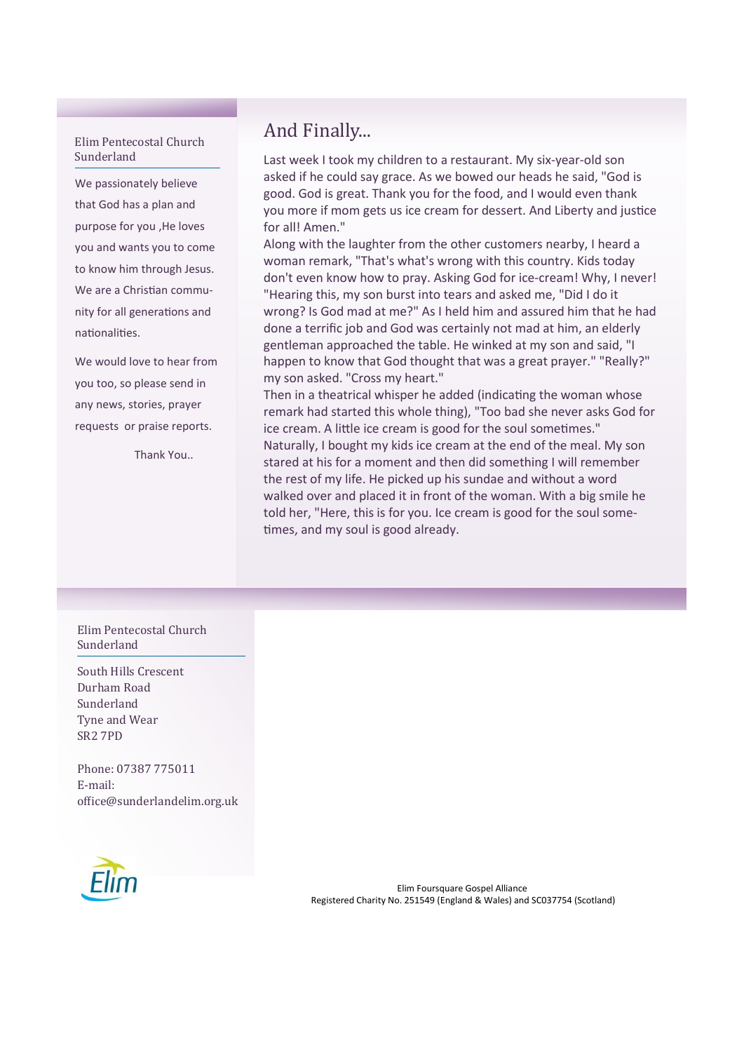Elim Pentecostal Church Sunderland

We passionately believe that God has a plan and purpose for you ,He loves you and wants you to come to know him through Jesus. We are a Christian community for all generations and nationalities.

We would love to hear from you too, so please send in any news, stories, prayer requests or praise reports.

Thank You..

## And Finally...

Last week I took my children to a restaurant. My six-year-old son asked if he could say grace. As we bowed our heads he said, "God is good. God is great. Thank you for the food, and I would even thank you more if mom gets us ice cream for dessert. And Liberty and justice for all! Amen."

Along with the laughter from the other customers nearby, I heard a woman remark, "That's what's wrong with this country. Kids today don't even know how to pray. Asking God for ice-cream! Why, I never! "Hearing this, my son burst into tears and asked me, "Did I do it wrong? Is God mad at me?" As I held him and assured him that he had done a terrific job and God was certainly not mad at him, an elderly gentleman approached the table. He winked at my son and said, "I happen to know that God thought that was a great prayer." "Really?" my son asked. "Cross my heart."

Then in a theatrical whisper he added (indicating the woman whose remark had started this whole thing), "Too bad she never asks God for ice cream. A little ice cream is good for the soul sometimes."

Naturally, I bought my kids ice cream at the end of the meal. My son stared at his for a moment and then did something I will remember the rest of my life. He picked up his sundae and without a word walked over and placed it in front of the woman. With a big smile he told her, "Here, this is for you. Ice cream is good for the soul sometimes, and my soul is good already.

Elim Pentecostal Church Sunderland

South Hills Crescent
Durham Road
Sunderland
Tyne and Wear
SR2 7PD

Phone: 07387 775011
E-mail:
office@sunderlandelim.org.uk

Elim

Elim Foursquare Gospel Alliance
Registered Charity No. 251549 (England & Wales) and SC037754 (Scotland)